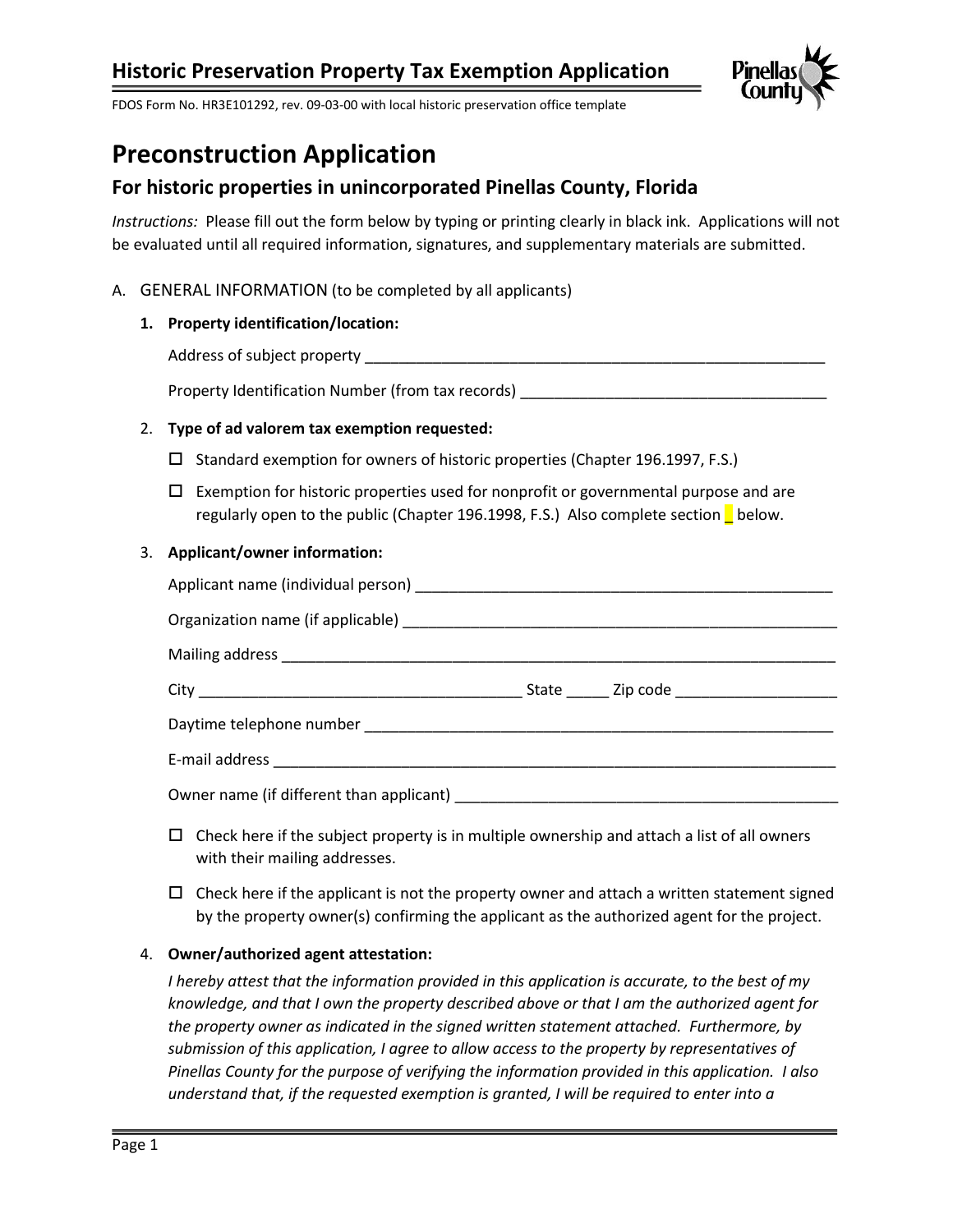# Historic Preservation Property Tax Exemption Application

FDOS Form No. HR3E101292, rev. 09-03-00 with local historic preservation office template

# Preconstruction Application

## For historic properties in unincorporated Pinellas County, Florida

*Instructions:* Please fill out the form below by typing or printing clearly in black ink. Applications will not be evaluated until all required information, signatures, and supplementary materials are submitted.

A. GENERAL INFORMATION (to be completed by all applicants)

1. **Property identification/location:**

   Address of subject property _______________________________________________________

   Property Identification Number (from tax records) ____________________________________

2. **Type of ad valorem tax exemption requested:**

   ☐ Standard exemption for owners of historic properties (Chapter 196.1997, F.S.)

   ☐ Exemption for historic properties used for nonprofit or governmental purpose and are regularly open to the public (Chapter 196.1998, F.S.) Also complete section _ below.

3. **Applicant/owner information:**

   Applicant name (individual person) ___________________________________________________

   Organization name (if applicable) ____________________________________________________

   Mailing address __________________________________________________________________

   City ______________________________________ State _____ Zip code ___________________

   Daytime telephone number _________________________________________________________

   E-mail address ___________________________________________________________________

   Owner name (if different than applicant) _____________________________________________

   ☐ Check here if the subject property is in multiple ownership and attach a list of all owners with their mailing addresses.

   ☐ Check here if the applicant is not the property owner and attach a written statement signed by the property owner(s) confirming the applicant as the authorized agent for the project.

4. **Owner/authorized agent attestation:**

   *I hereby attest that the information provided in this application is accurate, to the best of my knowledge, and that I own the property described above or that I am the authorized agent for the property owner as indicated in the signed written statement attached. Furthermore, by submission of this application, I agree to allow access to the property by representatives of Pinellas County for the purpose of verifying the information provided in this application. I also understand that, if the requested exemption is granted, I will be required to enter into a*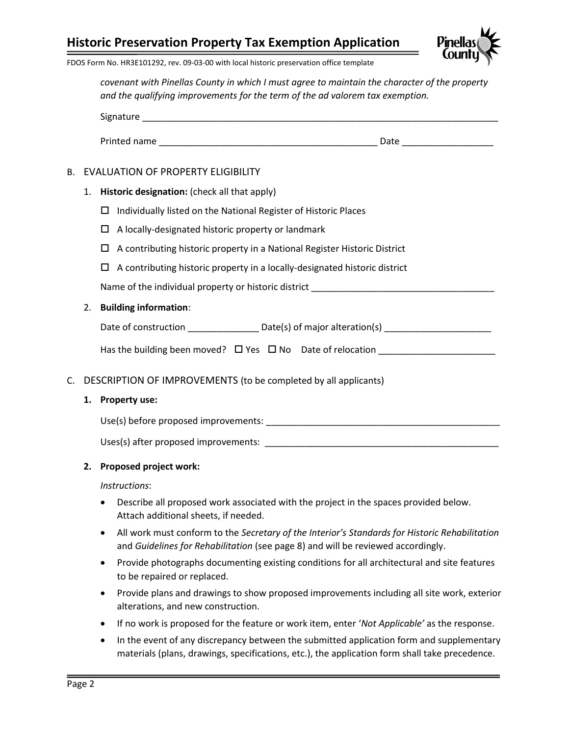*covenant with Pinellas County in which I must agree to maintain the character of the property and the qualifying improvements for the term of the ad valorem tax exemption.*

Signature ___________________________________________________________________________

Printed name _____________________________________________ Date __________________

## B. EVALUATION OF PROPERTY ELIGIBILITY

1. **Historic designation:** (check all that apply)

   - ☐ Individually listed on the National Register of Historic Places
   - ☐ A locally-designated historic property or landmark
   - ☐ A contributing historic property in a National Register Historic District
   - ☐ A contributing historic property in a locally-designated historic district

   Name of the individual property or historic district ____________________________________

2. **Building information**:

   Date of construction ______________ Date(s) of major alteration(s) _____________________

   Has the building been moved? ☐ Yes ☐ No Date of relocation _______________________

## C. DESCRIPTION OF IMPROVEMENTS (to be completed by all applicants)

1. **Property use:**

   Use(s) before proposed improvements: _______________________________________________

   Uses(s) after proposed improvements: _______________________________________________

2. **Proposed project work:**

   *Instructions*:

   - Describe all proposed work associated with the project in the spaces provided below. Attach additional sheets, if needed.
   - All work must conform to the *Secretary of the Interior's Standards for Historic Rehabilitation* and *Guidelines for Rehabilitation* (see page 8) and will be reviewed accordingly.
   - Provide photographs documenting existing conditions for all architectural and site features to be repaired or replaced.
   - Provide plans and drawings to show proposed improvements including all site work, exterior alterations, and new construction.
   - If no work is proposed for the feature or work item, enter '*Not Applicable'* as the response.
   - In the event of any discrepancy between the submitted application form and supplementary materials (plans, drawings, specifications, etc.), the application form shall take precedence.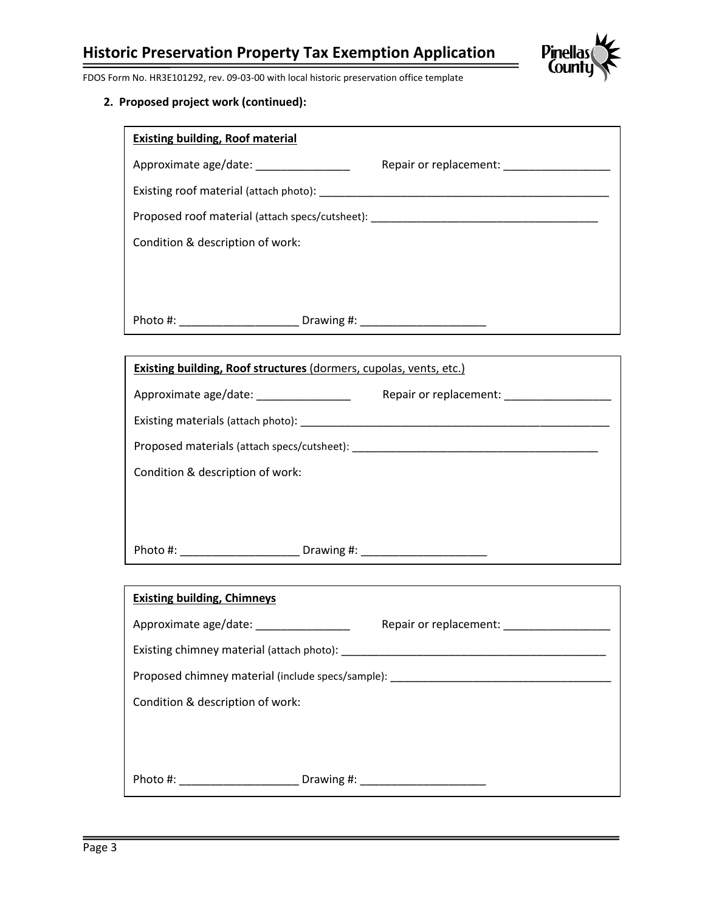**2. Proposed project work (continued):**

**Existing building, Roof material**

Approximate age/date: _______________ Repair or replacement: _________________

Existing roof material (attach photo): _______________________________________________

Proposed roof material (attach specs/cutsheet): _____________________________________

Condition & description of work:

Photo #: ___________________ Drawing #: ____________________

**Existing building, Roof structures** (dormers, cupolas, vents, etc.)

Approximate age/date: _______________ Repair or replacement: _________________

Existing materials (attach photo): __________________________________________________

Proposed materials (attach specs/cutsheet): _________________________________________

Condition & description of work:

Photo #: ___________________ Drawing #: ____________________

**Existing building, Chimneys**

Approximate age/date: _______________ Repair or replacement: _________________

Existing chimney material (attach photo): ___________________________________________

Proposed chimney material (include specs/sample): ___________________________________

Condition & description of work:

Photo #: ___________________ Drawing #: ____________________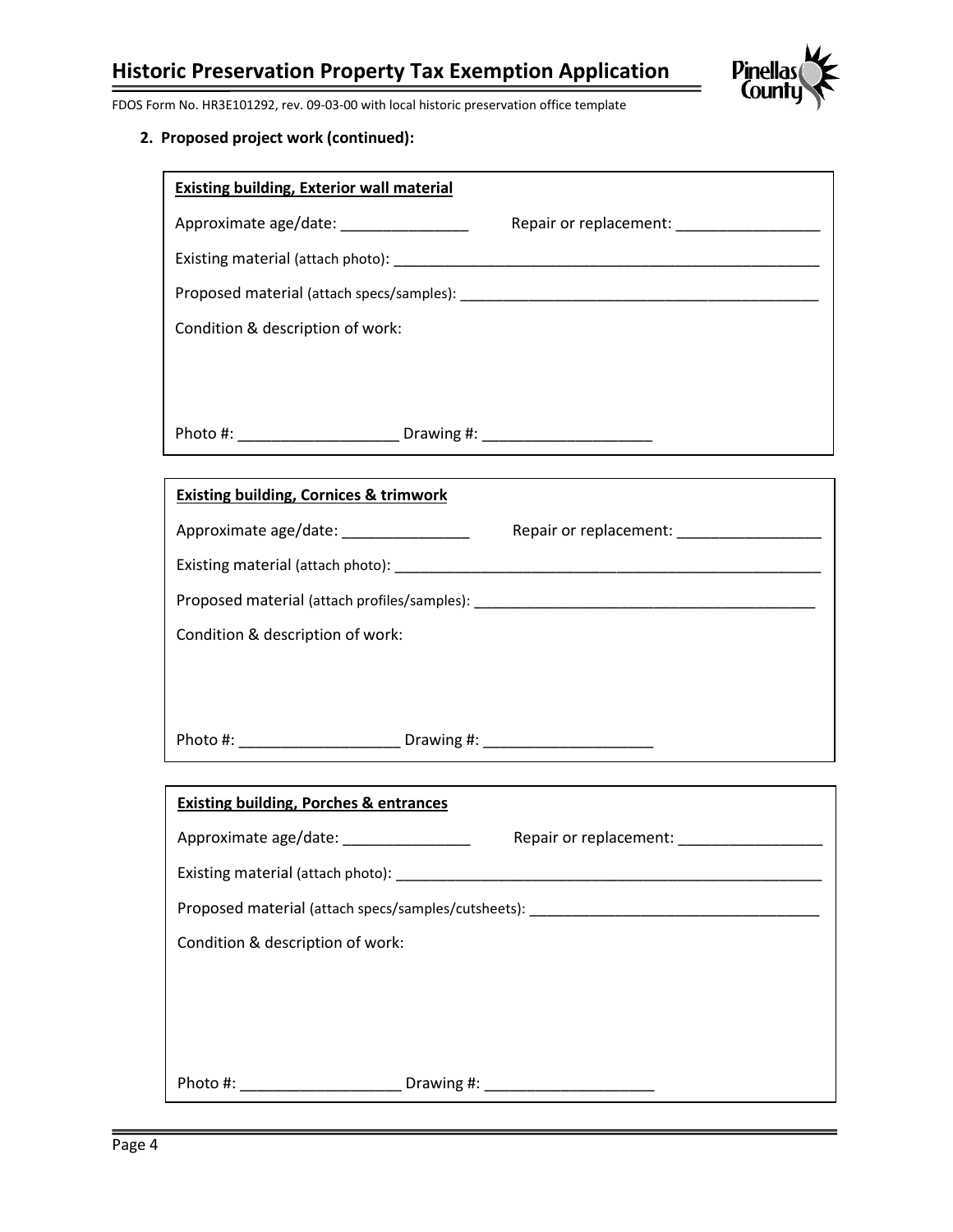**2. Proposed project work (continued):**

**Existing building, Exterior wall material**

Approximate age/date: _______________ Repair or replacement: _________________

Existing material (attach photo): ____________________________________________________

Proposed material (attach specs/samples): ____________________________________________

Condition & description of work:

Photo #: ___________________ Drawing #: ____________________

**Existing building, Cornices & trimwork**

Approximate age/date: _______________ Repair or replacement: _________________

Existing material (attach photo): ____________________________________________________

Proposed material (attach profiles/samples): _________________________________________

Condition & description of work:

Photo #: ___________________ Drawing #: ____________________

**Existing building, Porches & entrances**

Approximate age/date: _______________ Repair or replacement: _________________

Existing material (attach photo): ____________________________________________________

Proposed material (attach specs/samples/cutsheets): ___________________________________

Condition & description of work:

Photo #: ___________________ Drawing #: ____________________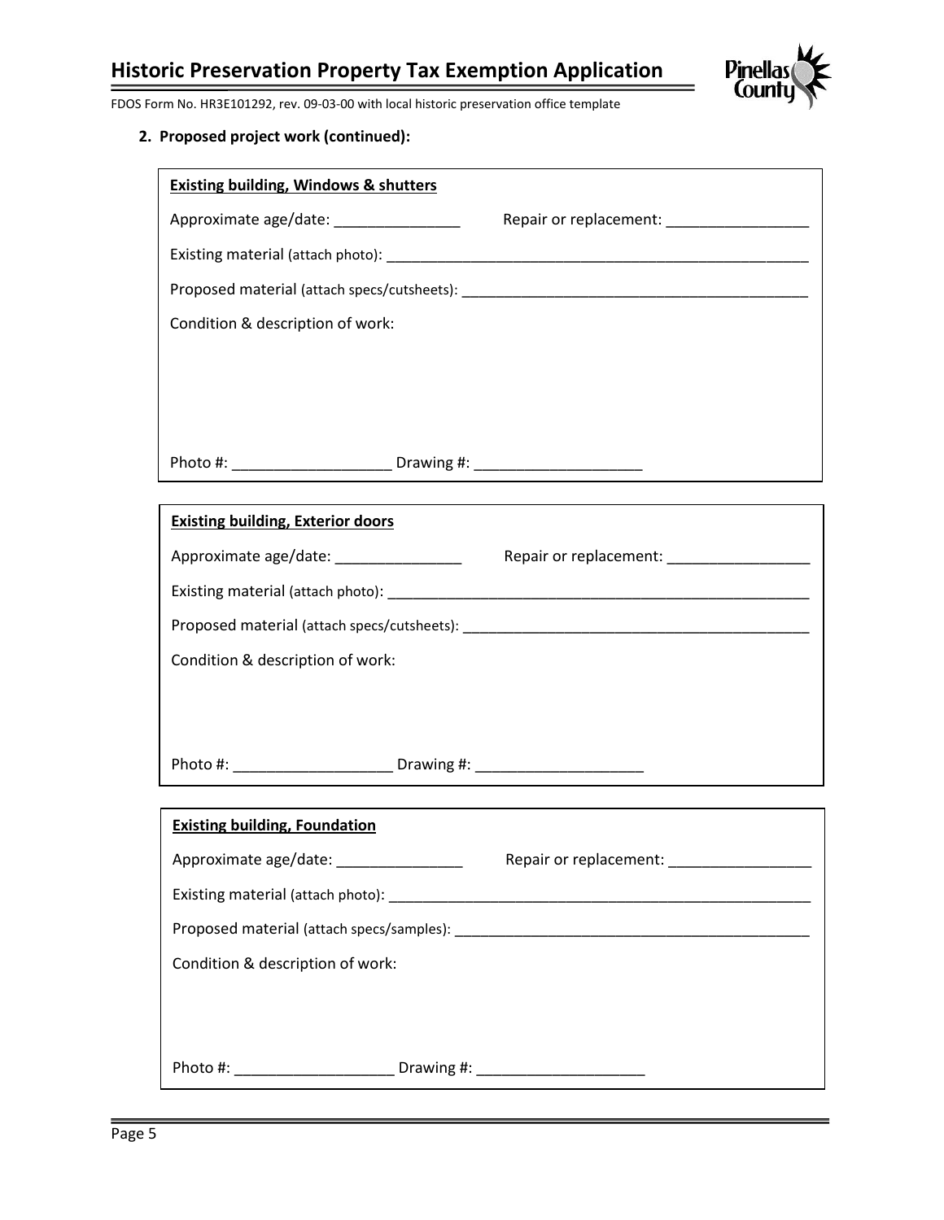**2. Proposed project work (continued):**

**Existing building, Windows & shutters**

Approximate age/date: _______________ Repair or replacement: _________________

Existing material (attach photo): _____________________________________________________

Proposed material (attach specs/cutsheets): ________________________________________

Condition & description of work:

Photo #: ___________________ Drawing #: ____________________

**Existing building, Exterior doors**

Approximate age/date: _______________ Repair or replacement: _________________

Existing material (attach photo): _____________________________________________________

Proposed material (attach specs/cutsheets): ________________________________________

Condition & description of work:

Photo #: ___________________ Drawing #: ____________________

**Existing building, Foundation**

Approximate age/date: _______________ Repair or replacement: _________________

Existing material (attach photo): _____________________________________________________

Proposed material (attach specs/samples): __________________________________________

Condition & description of work:

Photo #: ___________________ Drawing #: ____________________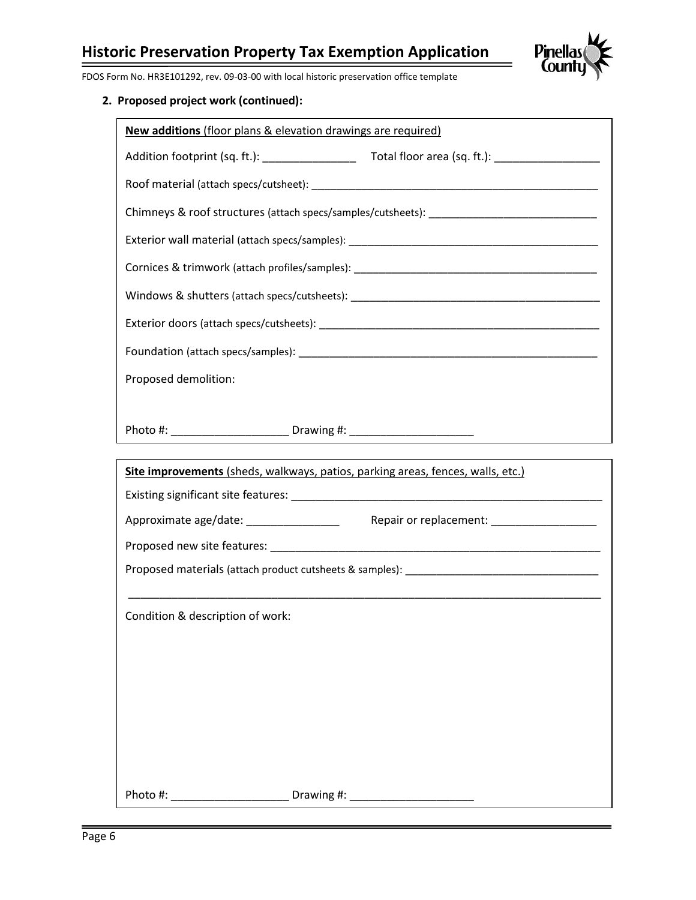**2. Proposed project work (continued):**

**New additions** (floor plans & elevation drawings are required)

Addition footprint (sq. ft.): _______________ Total floor area (sq. ft.): _________________

Roof material (attach specs/cutsheet): ______________________________________________

Chimneys & roof structures (attach specs/samples/cutsheets): ____________________________

Exterior wall material (attach specs/samples): ______________________________________

Cornices & trimwork (attach profiles/samples): ______________________________________

Windows & shutters (attach specs/cutsheets): ______________________________________

Exterior doors (attach specs/cutsheets): _____________________________________________

Foundation (attach specs/samples): _________________________________________________

Proposed demolition:

Photo #: ___________________ Drawing #: ____________________

**Site improvements** (sheds, walkways, patios, parking areas, fences, walls, etc.)

Existing significant site features: ____________________________________________________

Approximate age/date: _______________ Repair or replacement: _________________

Proposed new site features: ________________________________________________________

Proposed materials (attach product cutsheets & samples): _______________________________

_____________________________________________________________________________

Condition & description of work:

Photo #: ___________________ Drawing #: ____________________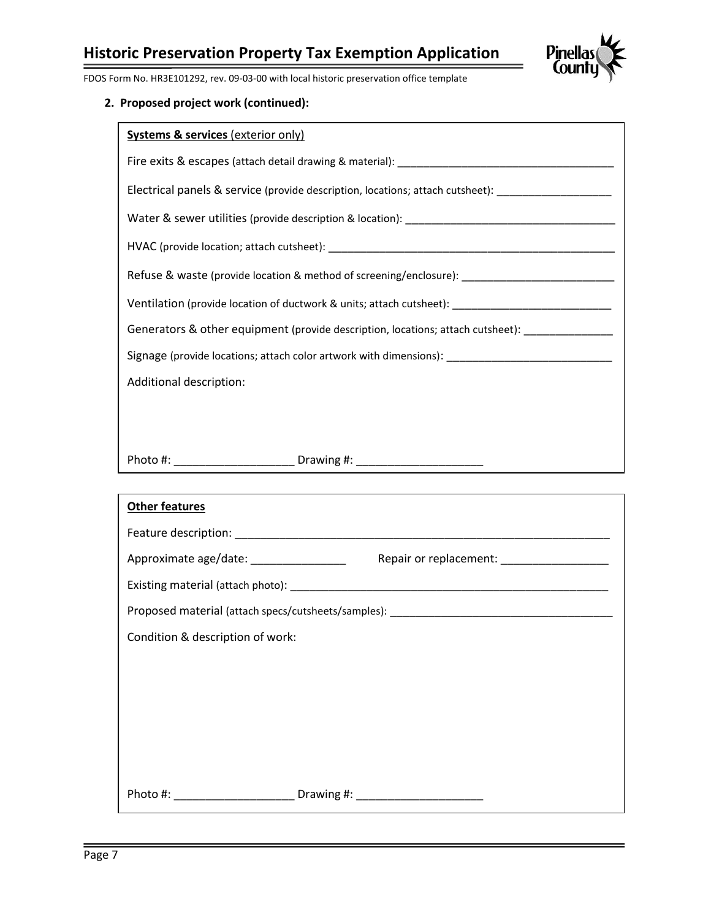**2. Proposed project work (continued):**

**Systems & services** (exterior only)

Fire exits & escapes (attach detail drawing & material): ___________________________________

Electrical panels & service (provide description, locations; attach cutsheet): ___________________

Water & sewer utilities (provide description & location): ___________________________________

HVAC (provide location; attach cutsheet): _________________________________________________

Refuse & waste (provide location & method of screening/enclosure): _________________________

Ventilation (provide location of ductwork & units; attach cutsheet): __________________________

Generators & other equipment (provide description, locations; attach cutsheet): ______________

Signage (provide locations; attach color artwork with dimensions): ___________________________

Additional description:

Photo #: ___________________ Drawing #: ____________________

**Other features**

Feature description: _______________________________________________________________

Approximate age/date: _______________ Repair or replacement: _________________

Existing material (attach photo): _____________________________________________________

Proposed material (attach specs/cutsheets/samples): ____________________________________

Condition & description of work:

Photo #: ___________________ Drawing #: ____________________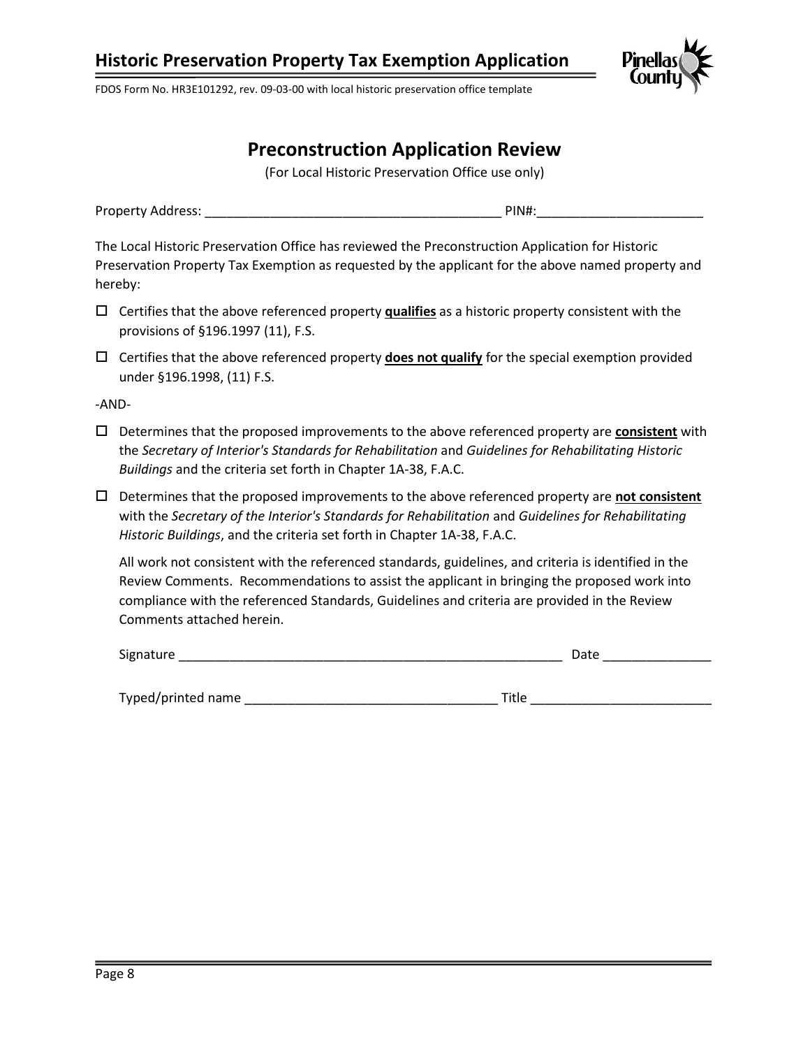## Preconstruction Application Review

(For Local Historic Preservation Office use only)

Property Address: ________________________________________ PIN#:_______________________

The Local Historic Preservation Office has reviewed the Preconstruction Application for Historic Preservation Property Tax Exemption as requested by the applicant for the above named property and hereby:

- ☐ Certifies that the above referenced property **qualifies** as a historic property consistent with the provisions of §196.1997 (11), F.S.
- ☐ Certifies that the above referenced property **does not qualify** for the special exemption provided under §196.1998, (11) F.S.

-AND-

- ☐ Determines that the proposed improvements to the above referenced property are **consistent** with the *Secretary of Interior's Standards for Rehabilitation* and *Guidelines for Rehabilitating Historic Buildings* and the criteria set forth in Chapter 1A-38, F.A.C.
- ☐ Determines that the proposed improvements to the above referenced property are **not consistent** with the *Secretary of the Interior's Standards for Rehabilitation* and *Guidelines for Rehabilitating Historic Buildings*, and the criteria set forth in Chapter 1A-38, F.A.C.

  All work not consistent with the referenced standards, guidelines, and criteria is identified in the Review Comments. Recommendations to assist the applicant in bringing the proposed work into compliance with the referenced Standards, Guidelines and criteria are provided in the Review Comments attached herein.

  Signature ______________________________________________________ Date _______________

  Typed/printed name ___________________________________ Title _________________________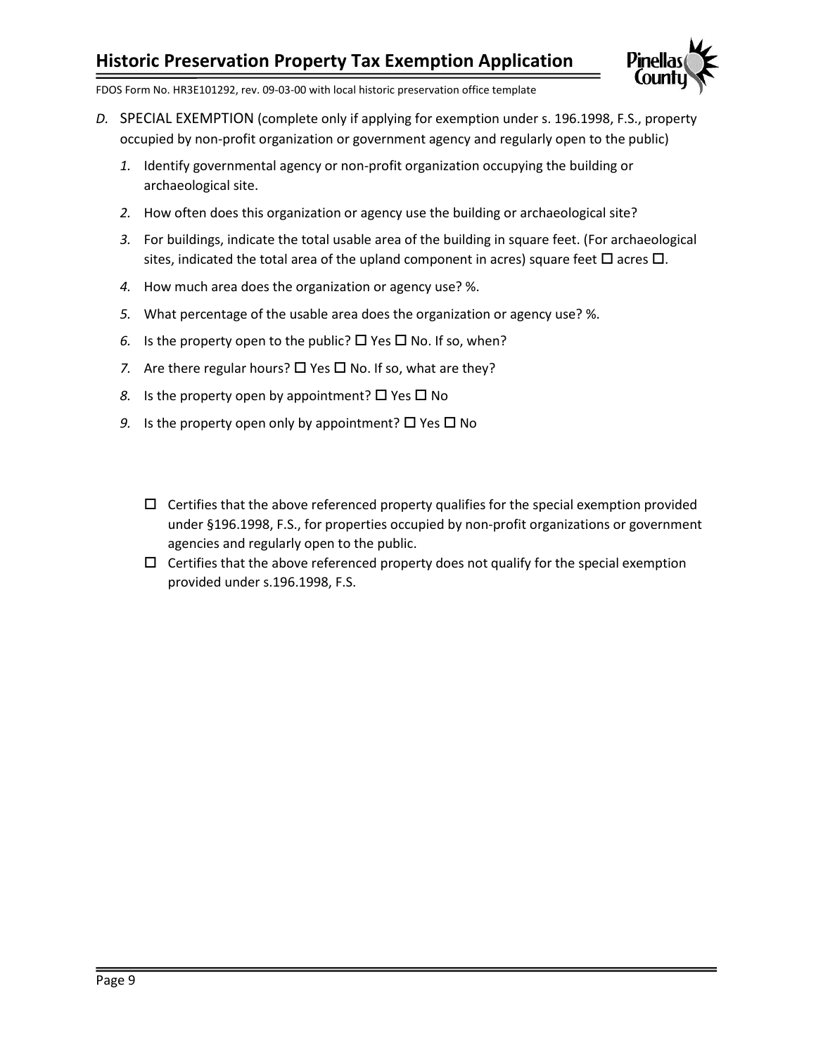*D.* SPECIAL EXEMPTION (complete only if applying for exemption under s. 196.1998, F.S., property occupied by non-profit organization or government agency and regularly open to the public)

1. Identify governmental agency or non-profit organization occupying the building or archaeological site.
2. How often does this organization or agency use the building or archaeological site?
3. For buildings, indicate the total usable area of the building in square feet. (For archaeological sites, indicated the total area of the upland component in acres) square feet ☐ acres ☐.
4. How much area does the organization or agency use? %.
5. What percentage of the usable area does the organization or agency use? %.
6. Is the property open to the public? ☐ Yes ☐ No. If so, when?
7. Are there regular hours? ☐ Yes ☐ No. If so, what are they?
8. Is the property open by appointment? ☐ Yes ☐ No
9. Is the property open only by appointment? ☐ Yes ☐ No

☐ Certifies that the above referenced property qualifies for the special exemption provided under §196.1998, F.S., for properties occupied by non-profit organizations or government agencies and regularly open to the public.

☐ Certifies that the above referenced property does not qualify for the special exemption provided under s.196.1998, F.S.